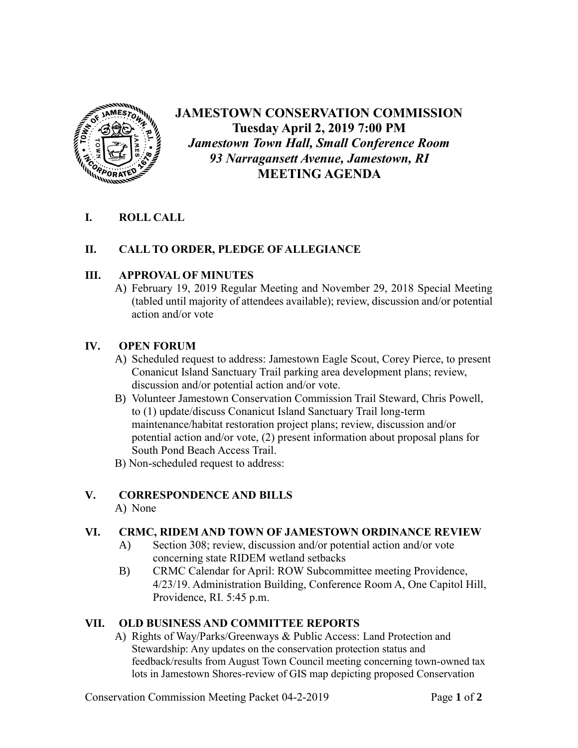# JAMESTOWN CONSERVATION COMMISSION

**Tuesday April 2, 2019 7:00 PM**

***Jamestown Town Hall, Small Conference Room***

***93 Narragansett Avenue, Jamestown, RI***

**MEETING AGENDA**

## I. ROLL CALL

## II. CALL TO ORDER, PLEDGE OF ALLEGIANCE

## III. APPROVAL OF MINUTES

A) February 19, 2019 Regular Meeting and November 29, 2018 Special Meeting (tabled until majority of attendees available); review, discussion and/or potential action and/or vote

## IV. OPEN FORUM

A) Scheduled request to address: Jamestown Eagle Scout, Corey Pierce, to present Conanicut Island Sanctuary Trail parking area development plans; review, discussion and/or potential action and/or vote.

B) Volunteer Jamestown Conservation Commission Trail Steward, Chris Powell, to (1) update/discuss Conanicut Island Sanctuary Trail long-term maintenance/habitat restoration project plans; review, discussion and/or potential action and/or vote, (2) present information about proposal plans for South Pond Beach Access Trail.

B) Non-scheduled request to address:

## V. CORRESPONDENCE AND BILLS

A) None

## VI. CRMC, RIDEM AND TOWN OF JAMESTOWN ORDINANCE REVIEW

A) Section 308; review, discussion and/or potential action and/or vote concerning state RIDEM wetland setbacks

B) CRMC Calendar for April: ROW Subcommittee meeting Providence, 4/23/19. Administration Building, Conference Room A, One Capitol Hill, Providence, RI. 5:45 p.m.

## VII. OLD BUSINESS AND COMMITTEE REPORTS

A) Rights of Way/Parks/Greenways & Public Access: Land Protection and Stewardship: Any updates on the conservation protection status and feedback/results from August Town Council meeting concerning town-owned tax lots in Jamestown Shores-review of GIS map depicting proposed Conservation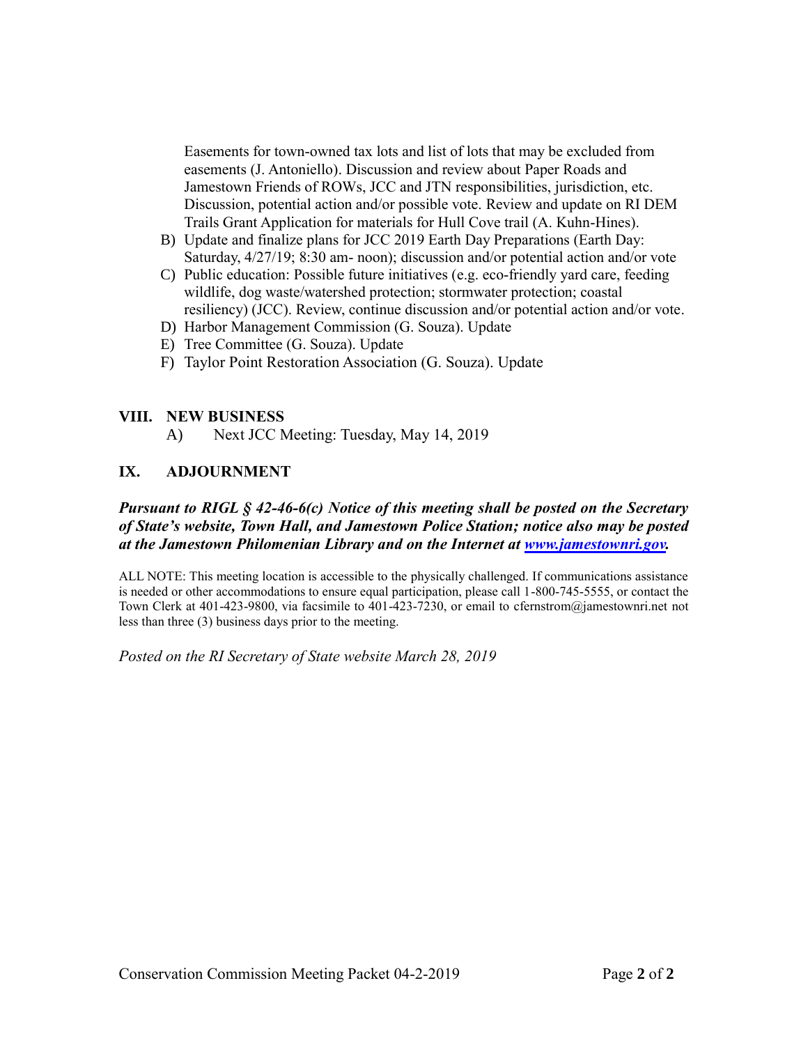Easements for town-owned tax lots and list of lots that may be excluded from easements (J. Antoniello). Discussion and review about Paper Roads and Jamestown Friends of ROWs, JCC and JTN responsibilities, jurisdiction, etc. Discussion, potential action and/or possible vote. Review and update on RI DEM Trails Grant Application for materials for Hull Cove trail (A. Kuhn-Hines).

B) Update and finalize plans for JCC 2019 Earth Day Preparations (Earth Day: Saturday, 4/27/19; 8:30 am- noon); discussion and/or potential action and/or vote
C) Public education: Possible future initiatives (e.g. eco-friendly yard care, feeding wildlife, dog waste/watershed protection; stormwater protection; coastal resiliency) (JCC). Review, continue discussion and/or potential action and/or vote.
D) Harbor Management Commission (G. Souza). Update
E) Tree Committee (G. Souza). Update
F) Taylor Point Restoration Association (G. Souza). Update

## VIII. NEW BUSINESS

A) Next JCC Meeting: Tuesday, May 14, 2019

## IX. ADJOURNMENT

***Pursuant to RIGL § 42-46-6(c) Notice of this meeting shall be posted on the Secretary of State's website, Town Hall, and Jamestown Police Station; notice also may be posted at the Jamestown Philomenian Library and on the Internet at [www.jamestownri.gov](http://www.jamestownri.gov).***

ALL NOTE: This meeting location is accessible to the physically challenged. If communications assistance is needed or other accommodations to ensure equal participation, please call 1-800-745-5555, or contact the Town Clerk at 401-423-9800, via facsimile to 401-423-7230, or email to cfernstrom@jamestownri.net not less than three (3) business days prior to the meeting.

*Posted on the RI Secretary of State website March 28, 2019*